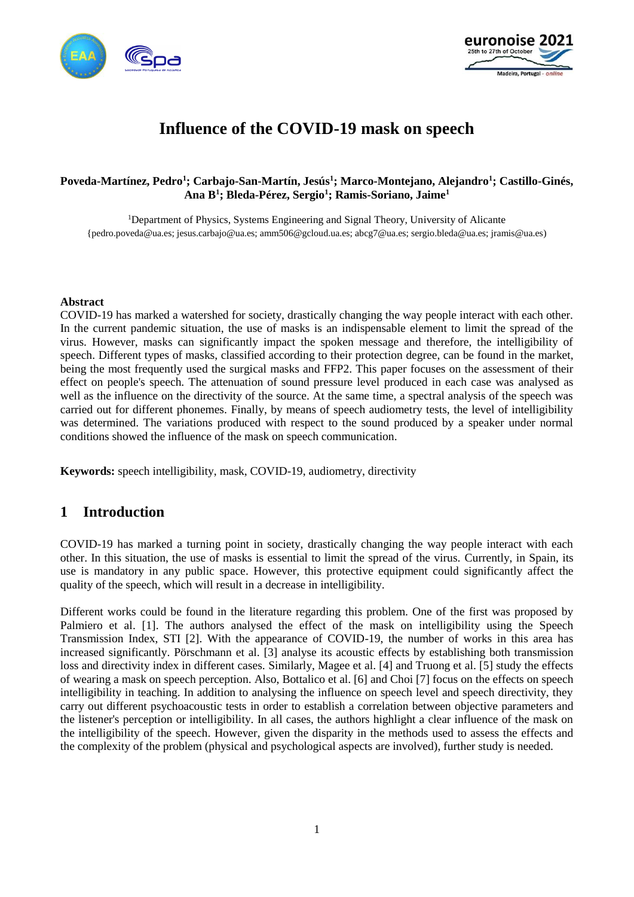# Influence of the COVID-19 mask on speech

**Poveda-Martínez, Pedro[1]; Carbajo-San-Martín, Jesús[1]; Marco-Montejano, Alejandro[1]; Castillo-Ginés, Ana B[1]; Bleda-Pérez, Sergio[1]; Ramis-Soriano, Jaime[1]**

[1]Department of Physics, Systems Engineering and Signal Theory, University of Alicante
{pedro.poveda@ua.es; jesus.carbajo@ua.es; amm506@gcloud.ua.es; abcg7@ua.es; sergio.bleda@ua.es; jramis@ua.es)

**Abstract**

COVID-19 has marked a watershed for society, drastically changing the way people interact with each other. In the current pandemic situation, the use of masks is an indispensable element to limit the spread of the virus. However, masks can significantly impact the spoken message and therefore, the intelligibility of speech. Different types of masks, classified according to their protection degree, can be found in the market, being the most frequently used the surgical masks and FFP2. This paper focuses on the assessment of their effect on people's speech. The attenuation of sound pressure level produced in each case was analysed as well as the influence on the directivity of the source. At the same time, a spectral analysis of the speech was carried out for different phonemes. Finally, by means of speech audiometry tests, the level of intelligibility was determined. The variations produced with respect to the sound produced by a speaker under normal conditions showed the influence of the mask on speech communication.

**Keywords:** speech intelligibility, mask, COVID-19, audiometry, directivity

## 1 Introduction

COVID-19 has marked a turning point in society, drastically changing the way people interact with each other. In this situation, the use of masks is essential to limit the spread of the virus. Currently, in Spain, its use is mandatory in any public space. However, this protective equipment could significantly affect the quality of the speech, which will result in a decrease in intelligibility.

Different works could be found in the literature regarding this problem. One of the first was proposed by Palmiero et al. [1]. The authors analysed the effect of the mask on intelligibility using the Speech Transmission Index, STI [2]. With the appearance of COVID-19, the number of works in this area has increased significantly. Pörschmann et al. [3] analyse its acoustic effects by establishing both transmission loss and directivity index in different cases. Similarly, Magee et al. [4] and Truong et al. [5] study the effects of wearing a mask on speech perception. Also, Bottalico et al. [6] and Choi [7] focus on the effects on speech intelligibility in teaching. In addition to analysing the influence on speech level and speech directivity, they carry out different psychoacoustic tests in order to establish a correlation between objective parameters and the listener's perception or intelligibility. In all cases, the authors highlight a clear influence of the mask on the intelligibility of the speech. However, given the disparity in the methods used to assess the effects and the complexity of the problem (physical and psychological aspects are involved), further study is needed.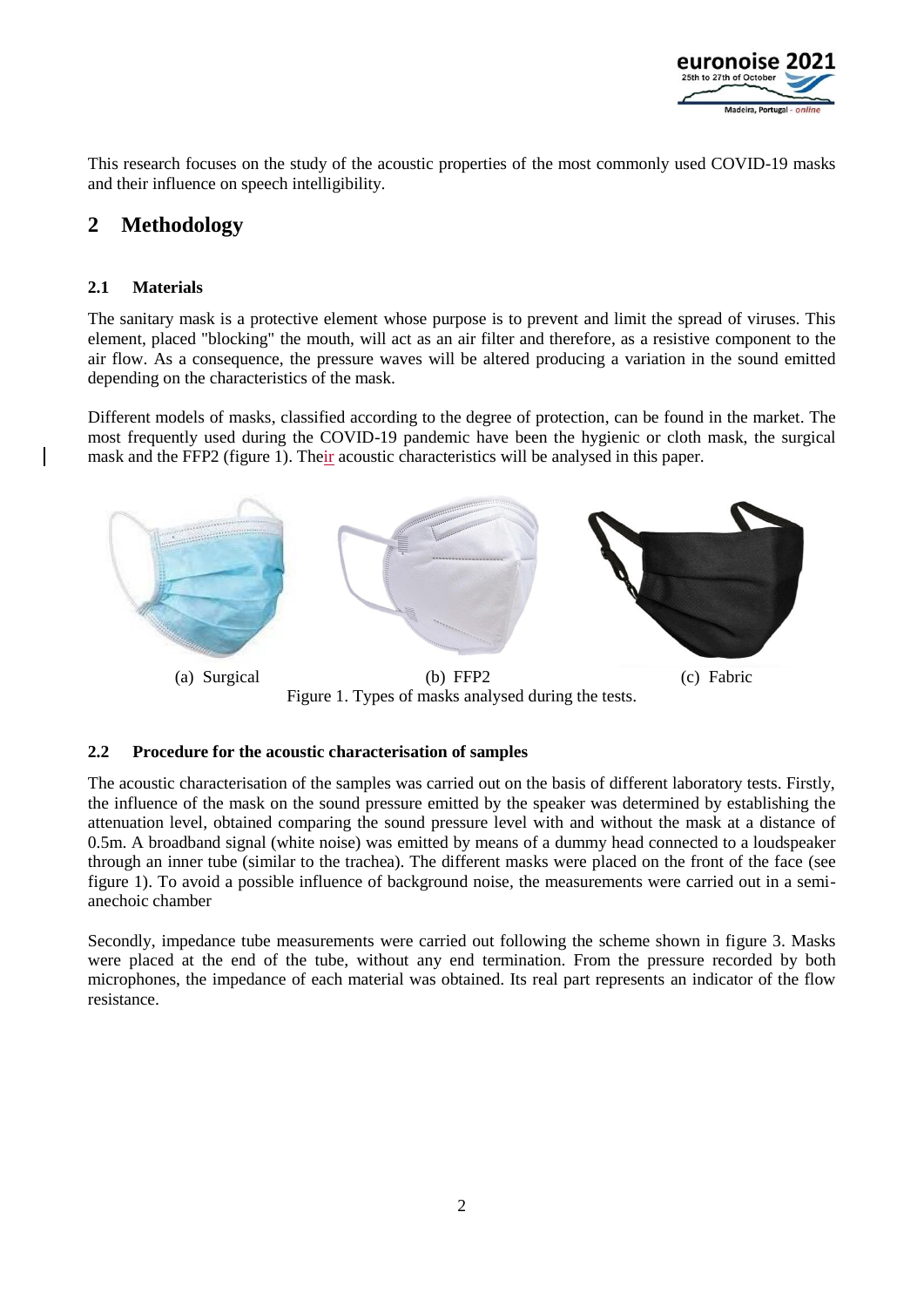This research focuses on the study of the acoustic properties of the most commonly used COVID-19 masks and their influence on speech intelligibility.

# 2 Methodology

## 2.1 Materials

The sanitary mask is a protective element whose purpose is to prevent and limit the spread of viruses. This element, placed "blocking" the mouth, will act as an air filter and therefore, as a resistive component to the air flow. As a consequence, the pressure waves will be altered producing a variation in the sound emitted depending on the characteristics of the mask.

Different models of masks, classified according to the degree of protection, can be found in the market. The most frequently used during the COVID-19 pandemic have been the hygienic or cloth mask, the surgical mask and the FFP2 (figure 1). Their acoustic characteristics will be analysed in this paper.

(a) Surgical (b) FFP2 (c) Fabric

Figure 1. Types of masks analysed during the tests.

## 2.2 Procedure for the acoustic characterisation of samples

The acoustic characterisation of the samples was carried out on the basis of different laboratory tests. Firstly, the influence of the mask on the sound pressure emitted by the speaker was determined by establishing the attenuation level, obtained comparing the sound pressure level with and without the mask at a distance of 0.5m. A broadband signal (white noise) was emitted by means of a dummy head connected to a loudspeaker through an inner tube (similar to the trachea). The different masks were placed on the front of the face (see figure 1). To avoid a possible influence of background noise, the measurements were carried out in a semi-anechoic chamber

Secondly, impedance tube measurements were carried out following the scheme shown in figure 3. Masks were placed at the end of the tube, without any end termination. From the pressure recorded by both microphones, the impedance of each material was obtained. Its real part represents an indicator of the flow resistance.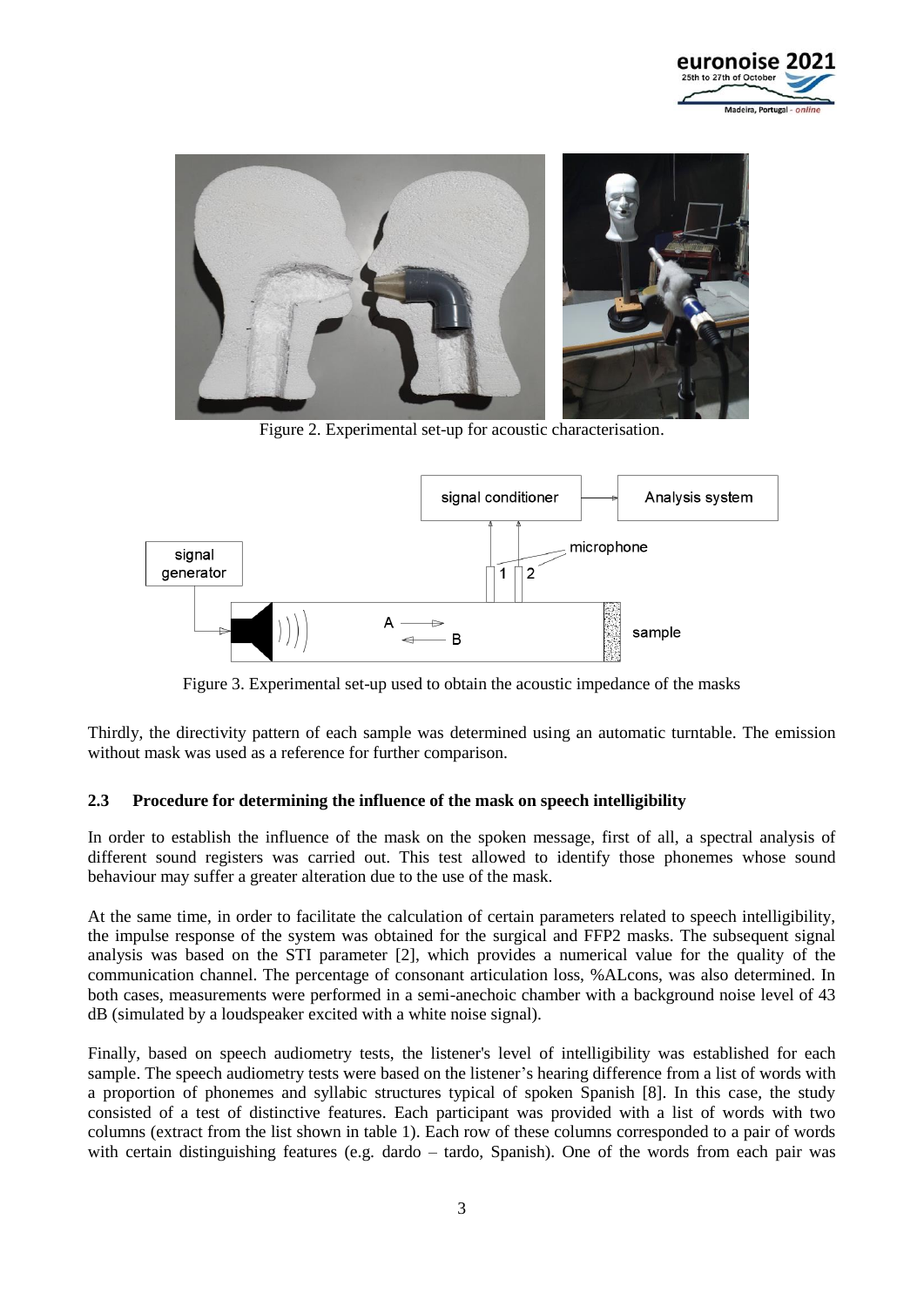Figure 2. Experimental set-up for acoustic characterisation.

Figure 3. Experimental set-up used to obtain the acoustic impedance of the masks

Thirdly, the directivity pattern of each sample was determined using an automatic turntable. The emission without mask was used as a reference for further comparison.

### 2.3 Procedure for determining the influence of the mask on speech intelligibility

In order to establish the influence of the mask on the spoken message, first of all, a spectral analysis of different sound registers was carried out. This test allowed to identify those phonemes whose sound behaviour may suffer a greater alteration due to the use of the mask.

At the same time, in order to facilitate the calculation of certain parameters related to speech intelligibility, the impulse response of the system was obtained for the surgical and FFP2 masks. The subsequent signal analysis was based on the STI parameter [2], which provides a numerical value for the quality of the communication channel. The percentage of consonant articulation loss, %ALcons, was also determined. In both cases, measurements were performed in a semi-anechoic chamber with a background noise level of 43 dB (simulated by a loudspeaker excited with a white noise signal).

Finally, based on speech audiometry tests, the listener's level of intelligibility was established for each sample. The speech audiometry tests were based on the listener's hearing difference from a list of words with a proportion of phonemes and syllabic structures typical of spoken Spanish [8]. In this case, the study consisted of a test of distinctive features. Each participant was provided with a list of words with two columns (extract from the list shown in table 1). Each row of these columns corresponded to a pair of words with certain distinguishing features (e.g. dardo – tardo, Spanish). One of the words from each pair was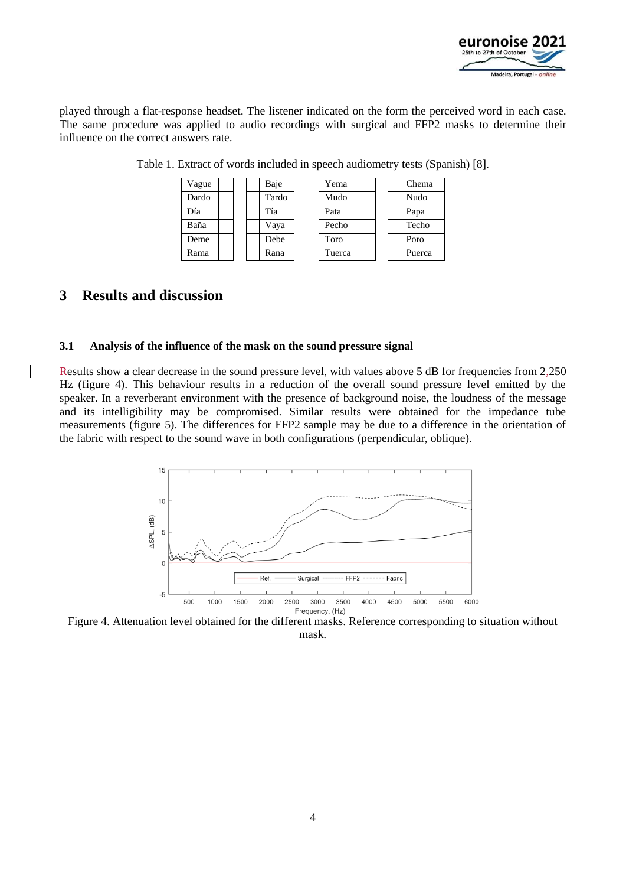played through a flat-response headset. The listener indicated on the form the perceived word in each case. The same procedure was applied to audio recordings with surgical and FFP2 masks to determine their influence on the correct answers rate.

Table 1. Extract of words included in speech audiometry tests (Spanish) [8].

| Vague | | | Baje | Yema | | | Chema |
|---|---|---|---|---|---|---|---|
| Dardo | | | Tardo | Mudo | | | Nudo |
| Día | | | Tía | Pata | | | Papa |
| Baña | | | Vaya | Pecho | | | Techo |
| Deme | | | Debe | Toro | | | Poro |
| Rama | | | Rana | Tuerca | | | Puerca |

## 3 Results and discussion

### 3.1 Analysis of the influence of the mask on the sound pressure signal

Results show a clear decrease in the sound pressure level, with values above 5 dB for frequencies from 2,250 Hz (figure 4). This behaviour results in a reduction of the overall sound pressure level emitted by the speaker. In a reverberant environment with the presence of background noise, the loudness of the message and its intelligibility may be compromised. Similar results were obtained for the impedance tube measurements (figure 5). The differences for FFP2 sample may be due to a difference in the orientation of the fabric with respect to the sound wave in both configurations (perpendicular, oblique).

Figure 4. Attenuation level obtained for the different masks. Reference corresponding to situation without mask.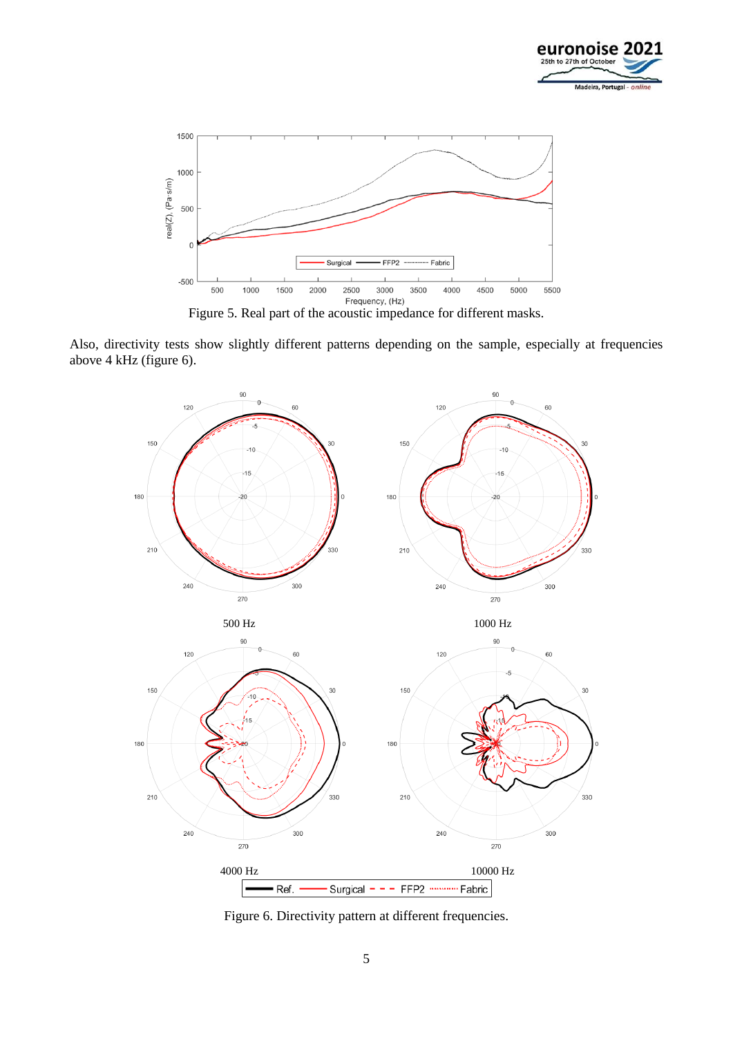Figure 5. Real part of the acoustic impedance for different masks.

Also, directivity tests show slightly different patterns depending on the sample, especially at frequencies above 4 kHz (figure 6).

Figure 6. Directivity pattern at different frequencies.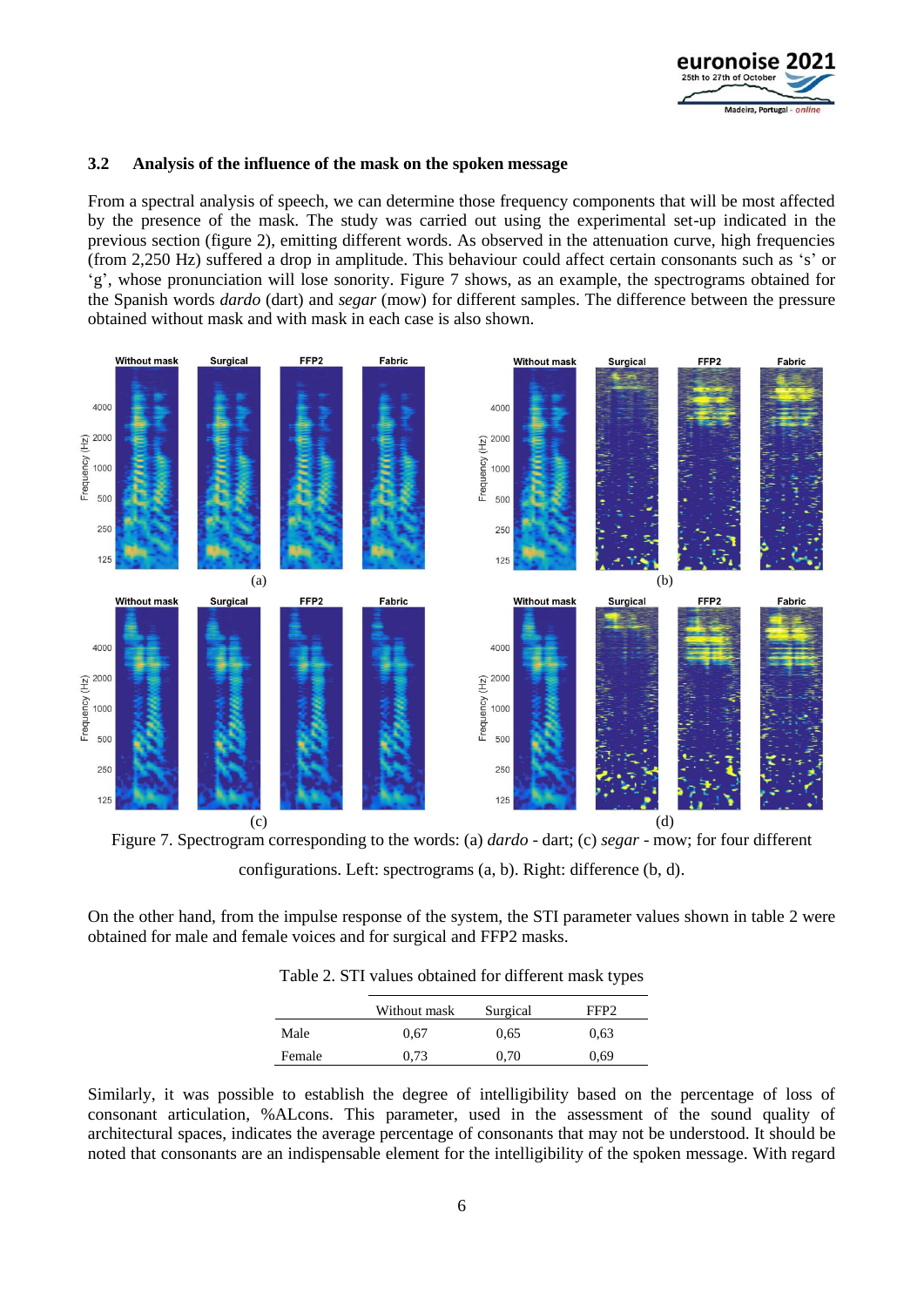### 3.2 Analysis of the influence of the mask on the spoken message

From a spectral analysis of speech, we can determine those frequency components that will be most affected by the presence of the mask. The study was carried out using the experimental set-up indicated in the previous section (figure 2), emitting different words. As observed in the attenuation curve, high frequencies (from 2,250 Hz) suffered a drop in amplitude. This behaviour could affect certain consonants such as 's' or 'g', whose pronunciation will lose sonority. Figure 7 shows, as an example, the spectrograms obtained for the Spanish words *dardo* (dart) and *segar* (mow) for different samples. The difference between the pressure obtained without mask and with mask in each case is also shown.

Figure 7. Spectrogram corresponding to the words: (a) *dardo* - dart; (c) *segar* - mow; for four different configurations. Left: spectrograms (a, b). Right: difference (b, d).

On the other hand, from the impulse response of the system, the STI parameter values shown in table 2 were obtained for male and female voices and for surgical and FFP2 masks.

Table 2. STI values obtained for different mask types

| | Without mask | Surgical | FFP2 |
|---|---|---|---|
| Male | 0,67 | 0,65 | 0,63 |
| Female | 0,73 | 0,70 | 0,69 |

Similarly, it was possible to establish the degree of intelligibility based on the percentage of loss of consonant articulation, %ALcons. This parameter, used in the assessment of the sound quality of architectural spaces, indicates the average percentage of consonants that may not be understood. It should be noted that consonants are an indispensable element for the intelligibility of the spoken message. With regard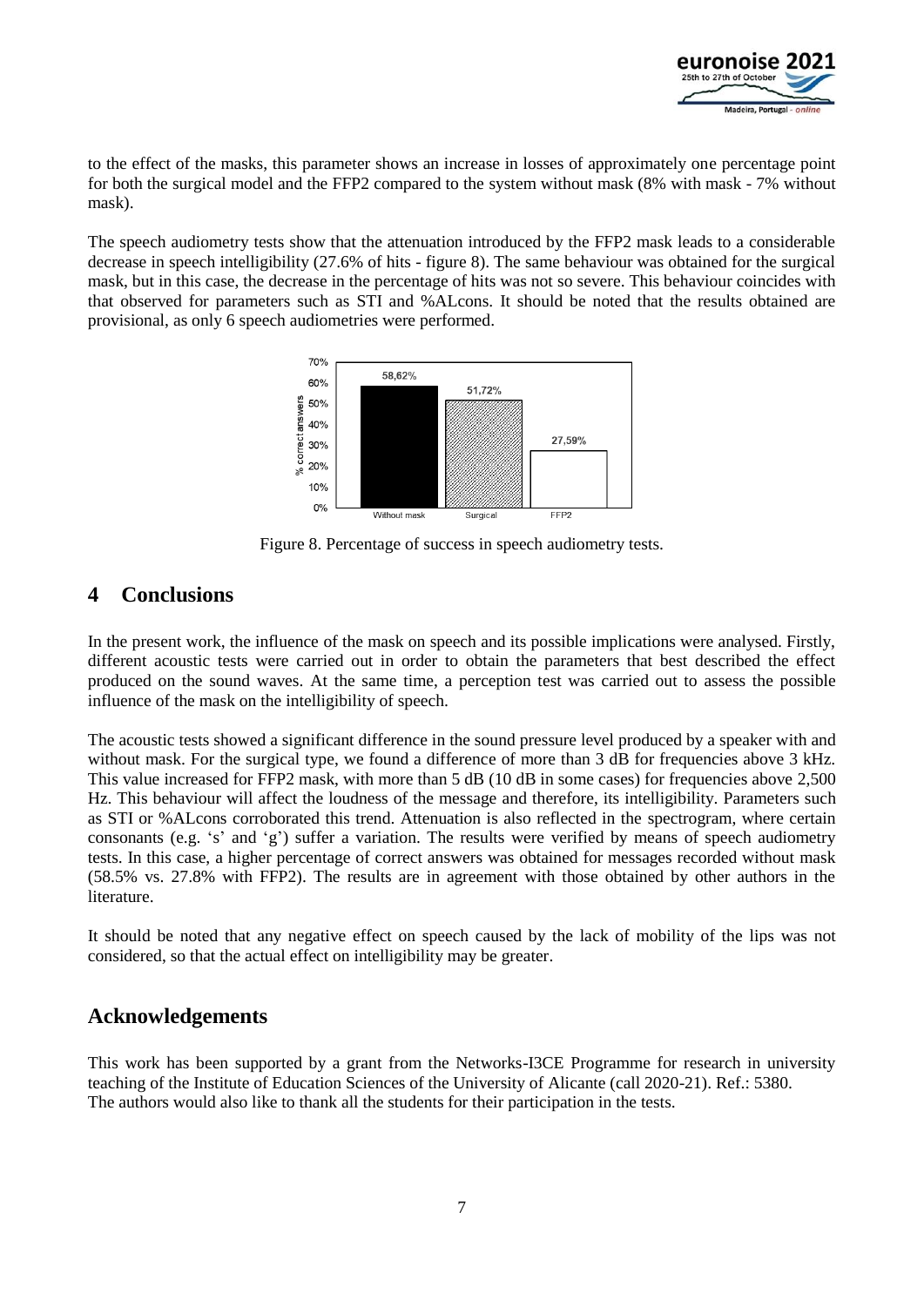to the effect of the masks, this parameter shows an increase in losses of approximately one percentage point for both the surgical model and the FFP2 compared to the system without mask (8% with mask - 7% without mask).

The speech audiometry tests show that the attenuation introduced by the FFP2 mask leads to a considerable decrease in speech intelligibility (27.6% of hits - figure 8). The same behaviour was obtained for the surgical mask, but in this case, the decrease in the percentage of hits was not so severe. This behaviour coincides with that observed for parameters such as STI and %ALcons. It should be noted that the results obtained are provisional, as only 6 speech audiometries were performed.

Figure 8. Percentage of success in speech audiometry tests.

## 4 Conclusions

In the present work, the influence of the mask on speech and its possible implications were analysed. Firstly, different acoustic tests were carried out in order to obtain the parameters that best described the effect produced on the sound waves. At the same time, a perception test was carried out to assess the possible influence of the mask on the intelligibility of speech.

The acoustic tests showed a significant difference in the sound pressure level produced by a speaker with and without mask. For the surgical type, we found a difference of more than 3 dB for frequencies above 3 kHz. This value increased for FFP2 mask, with more than 5 dB (10 dB in some cases) for frequencies above 2,500 Hz. This behaviour will affect the loudness of the message and therefore, its intelligibility. Parameters such as STI or %ALcons corroborated this trend. Attenuation is also reflected in the spectrogram, where certain consonants (e.g. 's' and 'g') suffer a variation. The results were verified by means of speech audiometry tests. In this case, a higher percentage of correct answers was obtained for messages recorded without mask (58.5% vs. 27.8% with FFP2). The results are in agreement with those obtained by other authors in the literature.

It should be noted that any negative effect on speech caused by the lack of mobility of the lips was not considered, so that the actual effect on intelligibility may be greater.

## Acknowledgements

This work has been supported by a grant from the Networks-I3CE Programme for research in university teaching of the Institute of Education Sciences of the University of Alicante (call 2020-21). Ref.: 5380.
The authors would also like to thank all the students for their participation in the tests.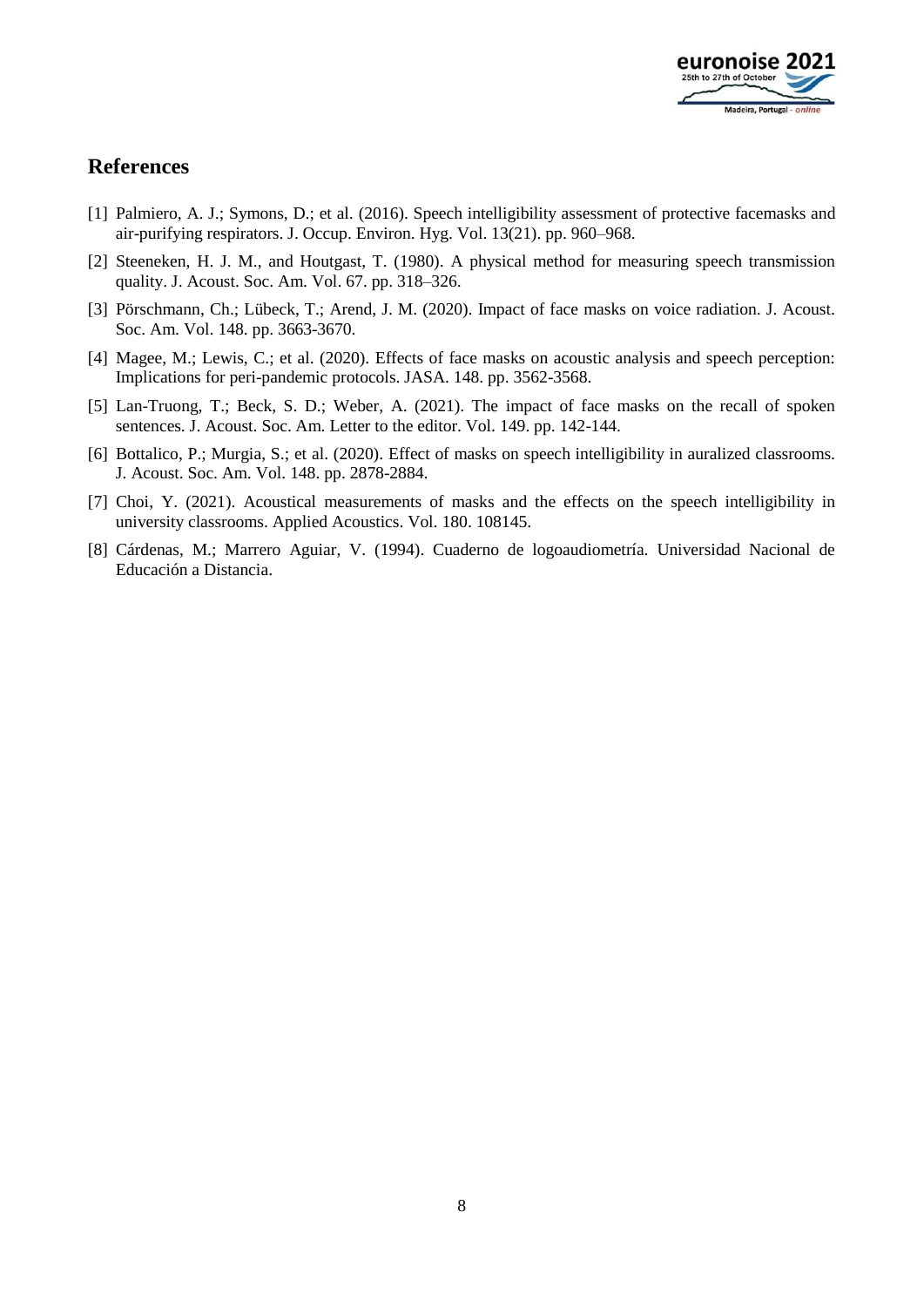# References

[1] Palmiero, A. J.; Symons, D.; et al. (2016). Speech intelligibility assessment of protective facemasks and air-purifying respirators. J. Occup. Environ. Hyg. Vol. 13(21). pp. 960–968.

[2] Steeneken, H. J. M., and Houtgast, T. (1980). A physical method for measuring speech transmission quality. J. Acoust. Soc. Am. Vol. 67. pp. 318–326.

[3] Pörschmann, Ch.; Lübeck, T.; Arend, J. M. (2020). Impact of face masks on voice radiation. J. Acoust. Soc. Am. Vol. 148. pp. 3663-3670.

[4] Magee, M.; Lewis, C.; et al. (2020). Effects of face masks on acoustic analysis and speech perception: Implications for peri-pandemic protocols. JASA. 148. pp. 3562-3568.

[5] Lan-Truong, T.; Beck, S. D.; Weber, A. (2021). The impact of face masks on the recall of spoken sentences. J. Acoust. Soc. Am. Letter to the editor. Vol. 149. pp. 142-144.

[6] Bottalico, P.; Murgia, S.; et al. (2020). Effect of masks on speech intelligibility in auralized classrooms. J. Acoust. Soc. Am. Vol. 148. pp. 2878-2884.

[7] Choi, Y. (2021). Acoustical measurements of masks and the effects on the speech intelligibility in university classrooms. Applied Acoustics. Vol. 180. 108145.

[8] Cárdenas, M.; Marrero Aguiar, V. (1994). Cuaderno de logoaudiometría. Universidad Nacional de Educación a Distancia.